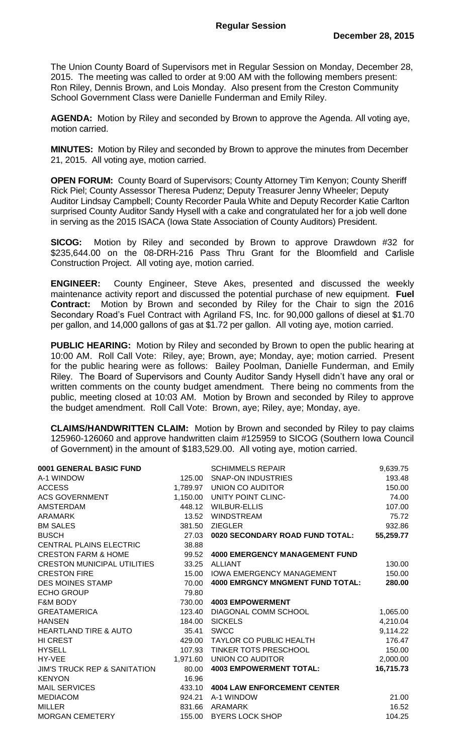# Regular Session

**December 28, 2015**

The Union County Board of Supervisors met in Regular Session on Monday, December 28, 2015. The meeting was called to order at 9:00 AM with the following members present: Ron Riley, Dennis Brown, and Lois Monday. Also present from the Creston Community School Government Class were Danielle Funderman and Emily Riley.

**AGENDA:** Motion by Riley and seconded by Brown to approve the Agenda. All voting aye, motion carried.

**MINUTES:** Motion by Riley and seconded by Brown to approve the minutes from December 21, 2015. All voting aye, motion carried.

**OPEN FORUM:** County Board of Supervisors; County Attorney Tim Kenyon; County Sheriff Rick Piel; County Assessor Theresa Pudenz; Deputy Treasurer Jenny Wheeler; Deputy Auditor Lindsay Campbell; County Recorder Paula White and Deputy Recorder Katie Carlton surprised County Auditor Sandy Hysell with a cake and congratulated her for a job well done in serving as the 2015 ISACA (Iowa State Association of County Auditors) President.

**SICOG:** Motion by Riley and seconded by Brown to approve Drawdown #32 for $235,644.00 on the 08-DRH-216 Pass Thru Grant for the Bloomfield and Carlisle Construction Project. All voting aye, motion carried.

**ENGINEER:** County Engineer, Steve Akes, presented and discussed the weekly maintenance activity report and discussed the potential purchase of new equipment. **Fuel Contract:** Motion by Brown and seconded by Riley for the Chair to sign the 2016 Secondary Road's Fuel Contract with Agriland FS, Inc. for 90,000 gallons of diesel at $1.70 per gallon, and 14,000 gallons of gas at $1.72 per gallon. All voting aye, motion carried.

**PUBLIC HEARING:** Motion by Riley and seconded by Brown to open the public hearing at 10:00 AM. Roll Call Vote: Riley, aye; Brown, aye; Monday, aye; motion carried. Present for the public hearing were as follows: Bailey Poolman, Danielle Funderman, and Emily Riley. The Board of Supervisors and County Auditor Sandy Hysell didn't have any oral or written comments on the county budget amendment. There being no comments from the public, meeting closed at 10:03 AM. Motion by Brown and seconded by Riley to approve the budget amendment. Roll Call Vote: Brown, aye; Riley, aye; Monday, aye.

**CLAIMS/HANDWRITTEN CLAIM:** Motion by Brown and seconded by Riley to pay claims 125960-126060 and approve handwritten claim #125959 to SICOG (Southern Iowa Council of Government) in the amount of $183,529.00. All voting aye, motion carried.

| | |
|---|---|
| **0001 GENERAL BASIC FUND** | |
| A-1 WINDOW | 125.00 |
| ACCESS | 1,789.97 |
| ACS GOVERNMENT | 1,150.00 |
| AMSTERDAM | 448.12 |
| ARAMARK | 13.52 |
| BM SALES | 381.50 |
| BUSCH | 27.03 |
| CENTRAL PLAINS ELECTRIC | 38.88 |
| CRESTON FARM & HOME | 99.52 |
| CRESTON MUNICIPAL UTILITIES | 33.25 |
| CRESTON FIRE | 15.00 |
| DES MOINES STAMP | 70.00 |
| ECHO GROUP | 79.80 |
| F&M BODY | 730.00 |
| GREATAMERICA | 123.40 |
| HANSEN | 184.00 |
| HEARTLAND TIRE & AUTO | 35.41 |
| HI CREST | 429.00 |
| HYSELL | 107.93 |
| HY-VEE | 1,971.60 |
| JIM'S TRUCK REP & SANITATION | 80.00 |
| KENYON | 16.96 |
| MAIL SERVICES | 433.10 |
| MEDIACOM | 924.21 |
| MILLER | 831.66 |
| MORGAN CEMETERY | 155.00 |

| | |
|---|---|
| SCHIMMELS REPAIR | 9,639.75 |
| SNAP-ON INDUSTRIES | 193.48 |
| UNION CO AUDITOR | 150.00 |
| UNITY POINT CLINC- | 74.00 |
| WILBUR-ELLIS | 107.00 |
| WINDSTREAM | 75.72 |
| ZIEGLER | 932.86 |
| **0020 SECONDARY ROAD FUND TOTAL:** | **55,259.77** |
| **4000 EMERGENCY MANAGEMENT FUND** | |
| ALLIANT | 130.00 |
| IOWA EMERGENCY MANAGEMENT | 150.00 |
| **4000 EMRGNCY MNGMENT FUND TOTAL:** | **280.00** |
| **4003 EMPOWERMENT** | |
| DIAGONAL COMM SCHOOL | 1,065.00 |
| SICKELS | 4,210.04 |
| SWCC | 9,114.22 |
| TAYLOR CO PUBLIC HEALTH | 176.47 |
| TINKER TOTS PRESCHOOL | 150.00 |
| UNION CO AUDITOR | 2,000.00 |
| **4003 EMPOWERMENT TOTAL:** | **16,715.73** |
| **4004 LAW ENFORCEMENT CENTER** | |
| A-1 WINDOW | 21.00 |
| ARAMARK | 16.52 |
| BYERS LOCK SHOP | 104.25 |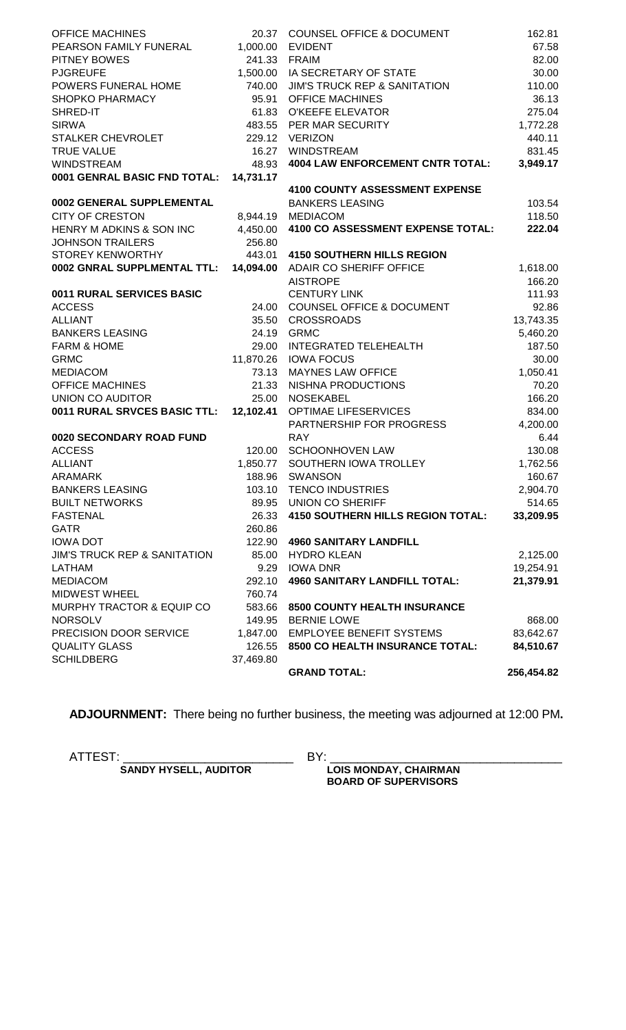| | |
|---|---|
| OFFICE MACHINES | 20.37 |
| PEARSON FAMILY FUNERAL | 1,000.00 |
| PITNEY BOWES | 241.33 |
| PJGREUFE | 1,500.00 |
| POWERS FUNERAL HOME | 740.00 |
| SHOPKO PHARMACY | 95.91 |
| SHRED-IT | 61.83 |
| SIRWA | 483.55 |
| STALKER CHEVROLET | 229.12 |
| TRUE VALUE | 16.27 |
| WINDSTREAM | 48.93 |
| **0001 GENRAL BASIC FND TOTAL:** | **14,731.17** |
| | |
| **0002 GENERAL SUPPLEMENTAL** | |
| CITY OF CRESTON | 8,944.19 |
| HENRY M ADKINS & SON INC | 4,450.00 |
| JOHNSON TRAILERS | 256.80 |
| STOREY KENWORTHY | 443.01 |
| **0002 GNRAL SUPPLMENTAL TTL:** | **14,094.00** |
| | |
| **0011 RURAL SERVICES BASIC** | |
| ACCESS | 24.00 |
| ALLIANT | 35.50 |
| BANKERS LEASING | 24.19 |
| FARM & HOME | 29.00 |
| GRMC | 11,870.26 |
| MEDIACOM | 73.13 |
| OFFICE MACHINES | 21.33 |
| UNION CO AUDITOR | 25.00 |
| **0011 RURAL SRVCES BASIC TTL:** | **12,102.41** |
| | |
| **0020 SECONDARY ROAD FUND** | |
| ACCESS | 120.00 |
| ALLIANT | 1,850.77 |
| ARAMARK | 188.96 |
| BANKERS LEASING | 103.10 |
| BUILT NETWORKS | 89.95 |
| FASTENAL | 26.33 |
| GATR | 260.86 |
| IOWA DOT | 122.90 |
| JIM'S TRUCK REP & SANITATION | 85.00 |
| LATHAM | 9.29 |
| MEDIACOM | 292.10 |
| MIDWEST WHEEL | 760.74 |
| MURPHY TRACTOR & EQUIP CO | 583.66 |
| NORSOLV | 149.95 |
| PRECISION DOOR SERVICE | 1,847.00 |
| QUALITY GLASS | 126.55 |
| SCHILDBERG | 37,469.80 |

| | |
|---|---|
| COUNSEL OFFICE & DOCUMENT | 162.81 |
| EVIDENT | 67.58 |
| FRAIM | 82.00 |
| IA SECRETARY OF STATE | 30.00 |
| JIM'S TRUCK REP & SANITATION | 110.00 |
| OFFICE MACHINES | 36.13 |
| O'KEEFE ELEVATOR | 275.04 |
| PER MAR SECURITY | 1,772.28 |
| VERIZON | 440.11 |
| WINDSTREAM | 831.45 |
| **4004 LAW ENFORCEMENT CNTR TOTAL:** | **3,949.17** |
| | |
| **4100 COUNTY ASSESSMENT EXPENSE** | |
| BANKERS LEASING | 103.54 |
| MEDIACOM | 118.50 |
| **4100 CO ASSESSMENT EXPENSE TOTAL:** | **222.04** |
| | |
| **4150 SOUTHERN HILLS REGION** | |
| ADAIR CO SHERIFF OFFICE | 1,618.00 |
| AISTROPE | 166.20 |
| CENTURY LINK | 111.93 |
| COUNSEL OFFICE & DOCUMENT | 92.86 |
| CROSSROADS | 13,743.35 |
| GRMC | 5,460.20 |
| INTEGRATED TELEHEALTH | 187.50 |
| IOWA FOCUS | 30.00 |
| MAYNES LAW OFFICE | 1,050.41 |
| NISHNA PRODUCTIONS | 70.20 |
| NOSEKABEL | 166.20 |
| OPTIMAE LIFESERVICES | 834.00 |
| PARTNERSHIP FOR PROGRESS | 4,200.00 |
| RAY | 6.44 |
| SCHOONHOVEN LAW | 130.08 |
| SOUTHERN IOWA TROLLEY | 1,762.56 |
| SWANSON | 160.67 |
| TENCO INDUSTRIES | 2,904.70 |
| UNION CO SHERIFF | 514.65 |
| **4150 SOUTHERN HILLS REGION TOTAL:** | **33,209.95** |
| | |
| **4960 SANITARY LANDFILL** | |
| HYDRO KLEAN | 2,125.00 |
| IOWA DNR | 19,254.91 |
| **4960 SANITARY LANDFILL TOTAL:** | **21,379.91** |
| | |
| **8500 COUNTY HEALTH INSURANCE** | |
| BERNIE LOWE | 868.00 |
| EMPLOYEE BENEFIT SYSTEMS | 83,642.67 |
| **8500 CO HEALTH INSURANCE TOTAL:** | **84,510.67** |
| | |
| **GRAND TOTAL:** | **256,454.82** |

**ADJOURNMENT:** There being no further business, the meeting was adjourned at 12:00 PM**.**

ATTEST: ___________________________ BY: ___________________________________

**SANDY HYSELL, AUDITOR**

**LOIS MONDAY, CHAIRMAN**
**BOARD OF SUPERVISORS**